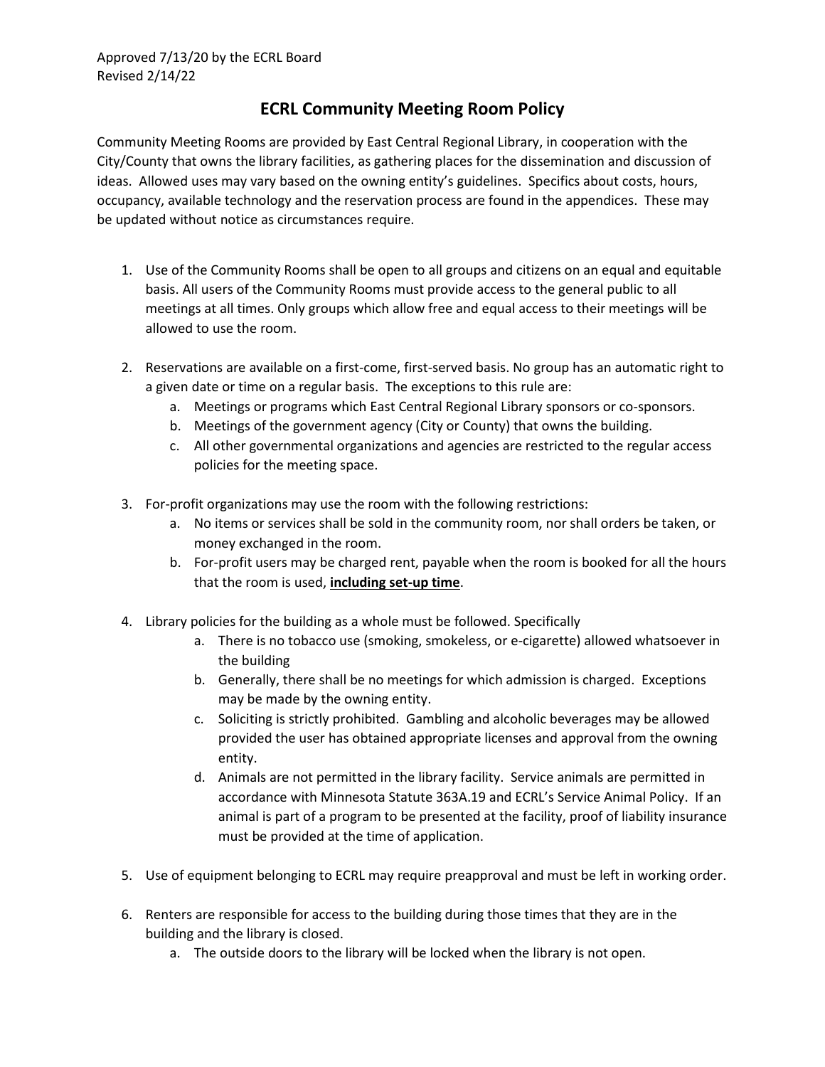Approved 7/13/20 by the ECRL Board
Revised 2/14/22

# ECRL Community Meeting Room Policy

Community Meeting Rooms are provided by East Central Regional Library, in cooperation with the City/County that owns the library facilities, as gathering places for the dissemination and discussion of ideas. Allowed uses may vary based on the owning entity's guidelines. Specifics about costs, hours, occupancy, available technology and the reservation process are found in the appendices. These may be updated without notice as circumstances require.

1. Use of the Community Rooms shall be open to all groups and citizens on an equal and equitable basis. All users of the Community Rooms must provide access to the general public to all meetings at all times. Only groups which allow free and equal access to their meetings will be allowed to use the room.

2. Reservations are available on a first-come, first-served basis. No group has an automatic right to a given date or time on a regular basis. The exceptions to this rule are:
   a. Meetings or programs which East Central Regional Library sponsors or co-sponsors.
   b. Meetings of the government agency (City or County) that owns the building.
   c. All other governmental organizations and agencies are restricted to the regular access policies for the meeting space.

3. For-profit organizations may use the room with the following restrictions:
   a. No items or services shall be sold in the community room, nor shall orders be taken, or money exchanged in the room.
   b. For-profit users may be charged rent, payable when the room is booked for all the hours that the room is used, **<u>including set-up time</u>**.

4. Library policies for the building as a whole must be followed. Specifically
   a. There is no tobacco use (smoking, smokeless, or e-cigarette) allowed whatsoever in the building
   b. Generally, there shall be no meetings for which admission is charged. Exceptions may be made by the owning entity.
   c. Soliciting is strictly prohibited. Gambling and alcoholic beverages may be allowed provided the user has obtained appropriate licenses and approval from the owning entity.
   d. Animals are not permitted in the library facility. Service animals are permitted in accordance with Minnesota Statute 363A.19 and ECRL's Service Animal Policy. If an animal is part of a program to be presented at the facility, proof of liability insurance must be provided at the time of application.

5. Use of equipment belonging to ECRL may require preapproval and must be left in working order.

6. Renters are responsible for access to the building during those times that they are in the building and the library is closed.
   a. The outside doors to the library will be locked when the library is not open.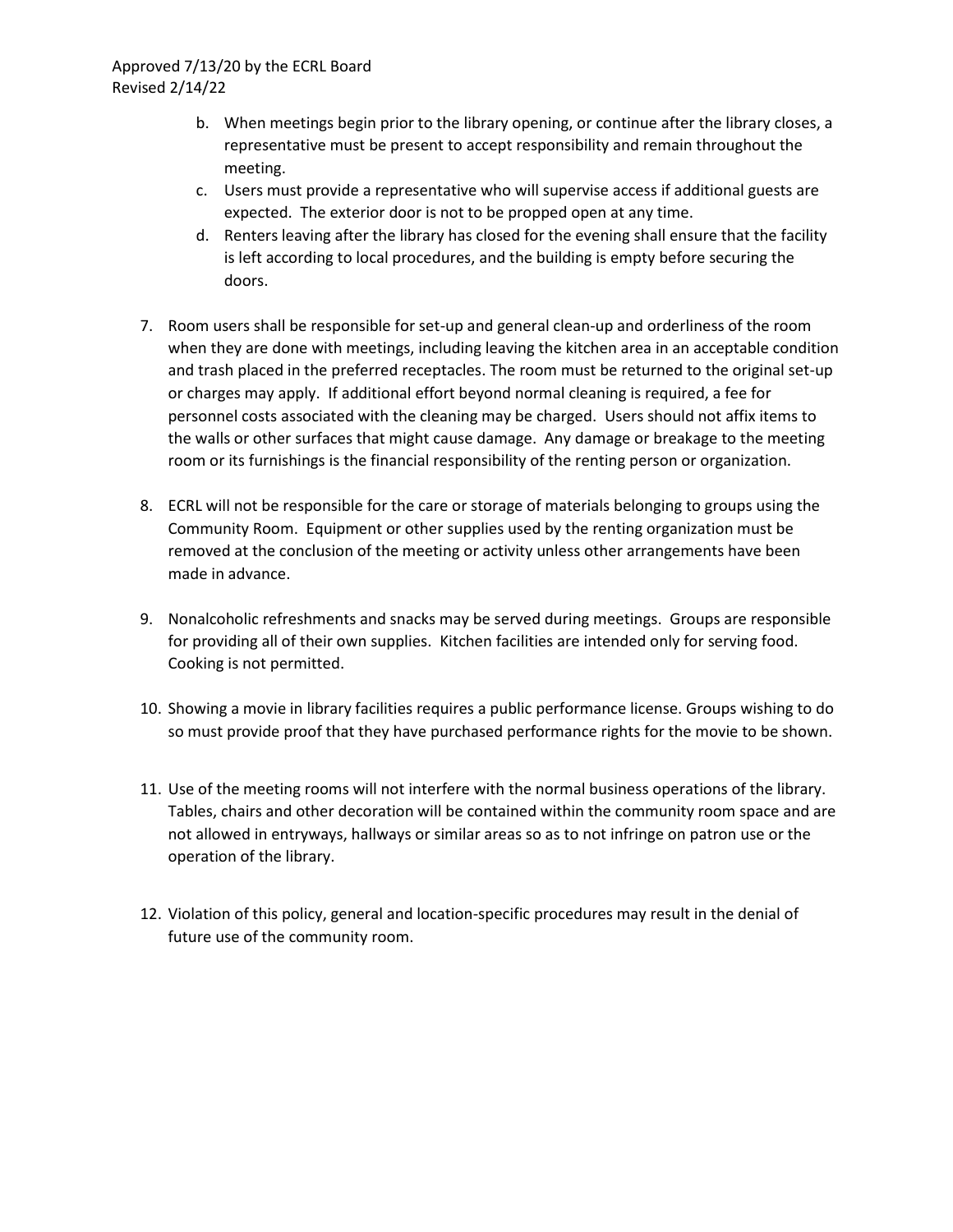b. When meetings begin prior to the library opening, or continue after the library closes, a representative must be present to accept responsibility and remain throughout the meeting.

c. Users must provide a representative who will supervise access if additional guests are expected. The exterior door is not to be propped open at any time.

d. Renters leaving after the library has closed for the evening shall ensure that the facility is left according to local procedures, and the building is empty before securing the doors.

7. Room users shall be responsible for set-up and general clean-up and orderliness of the room when they are done with meetings, including leaving the kitchen area in an acceptable condition and trash placed in the preferred receptacles. The room must be returned to the original set-up or charges may apply. If additional effort beyond normal cleaning is required, a fee for personnel costs associated with the cleaning may be charged. Users should not affix items to the walls or other surfaces that might cause damage. Any damage or breakage to the meeting room or its furnishings is the financial responsibility of the renting person or organization.

8. ECRL will not be responsible for the care or storage of materials belonging to groups using the Community Room. Equipment or other supplies used by the renting organization must be removed at the conclusion of the meeting or activity unless other arrangements have been made in advance.

9. Nonalcoholic refreshments and snacks may be served during meetings. Groups are responsible for providing all of their own supplies. Kitchen facilities are intended only for serving food. Cooking is not permitted.

10. Showing a movie in library facilities requires a public performance license. Groups wishing to do so must provide proof that they have purchased performance rights for the movie to be shown.

11. Use of the meeting rooms will not interfere with the normal business operations of the library. Tables, chairs and other decoration will be contained within the community room space and are not allowed in entryways, hallways or similar areas so as to not infringe on patron use or the operation of the library.

12. Violation of this policy, general and location-specific procedures may result in the denial of future use of the community room.